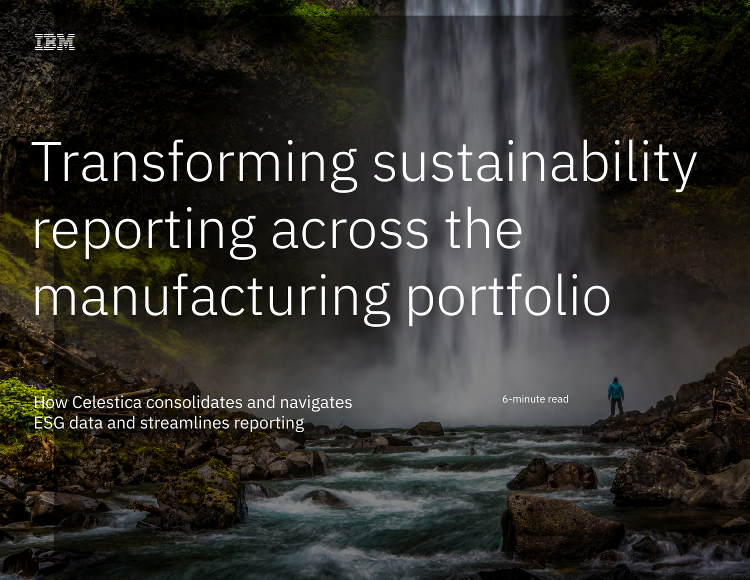IBM

# Transforming sustainability reporting across the manufacturing portfolio

How Celestica consolidates and navigates ESG data and streamlines reporting

6-minute read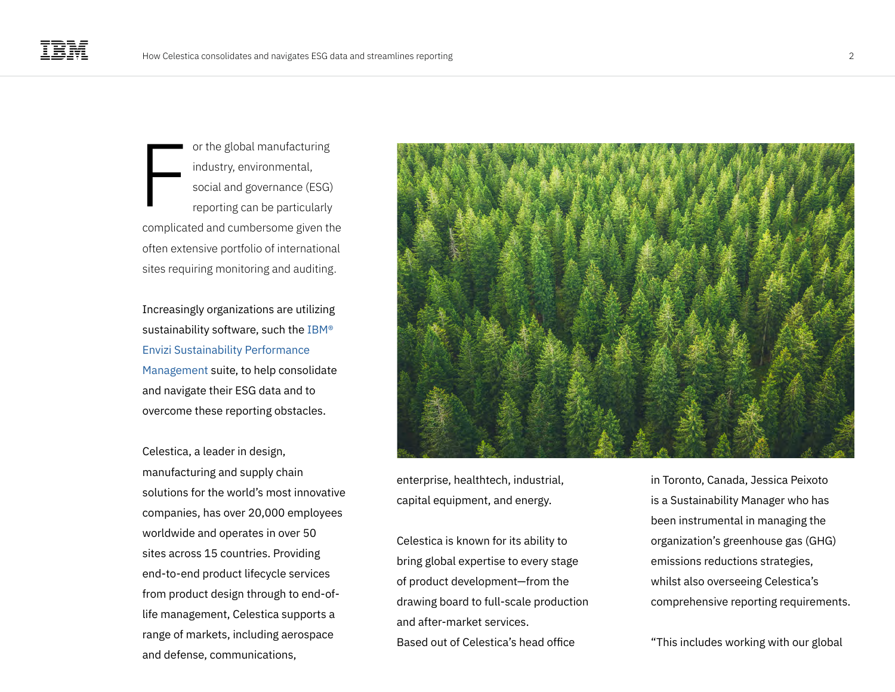For the global manufacturing industry, environmental, social and governance (ESG) reporting can be particularly complicated and cumbersome given the often extensive portfolio of international sites requiring monitoring and auditing.

Increasingly organizations are utilizing sustainability software, such the IBM® Envizi Sustainability Performance Management suite, to help consolidate and navigate their ESG data and to overcome these reporting obstacles.

Celestica, a leader in design, manufacturing and supply chain solutions for the world's most innovative companies, has over 20,000 employees worldwide and operates in over 50 sites across 15 countries. Providing end-to-end product lifecycle services from product design through to end-of-life management, Celestica supports a range of markets, including aerospace and defense, communications, enterprise, healthtech, industrial, capital equipment, and energy.

Celestica is known for its ability to bring global expertise to every stage of product development—from the drawing board to full-scale production and after-market services.
Based out of Celestica's head office in Toronto, Canada, Jessica Peixoto is a Sustainability Manager who has been instrumental in managing the organization's greenhouse gas (GHG) emissions reductions strategies, whilst also overseeing Celestica's comprehensive reporting requirements.

"This includes working with our global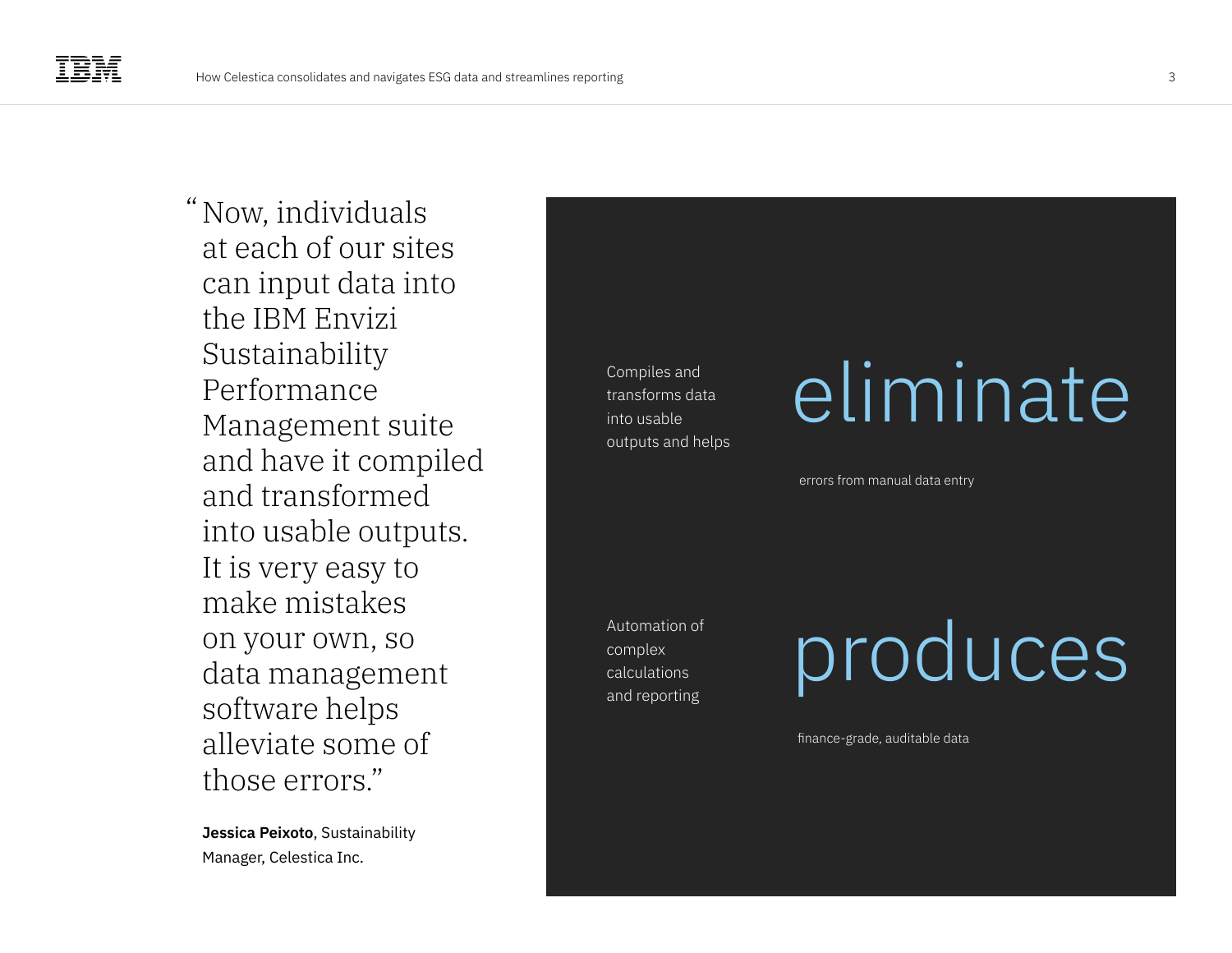> "Now, individuals at each of our sites can input data into the IBM Envizi Sustainability Performance Management suite and have it compiled and transformed into usable outputs. It is very easy to make mistakes on your own, so data management software helps alleviate some of those errors."

**Jessica Peixoto**, Sustainability Manager, Celestica Inc.

Compiles and transforms data into usable outputs and helps

# eliminate

errors from manual data entry

Automation of complex calculations and reporting

# produces

finance-grade, auditable data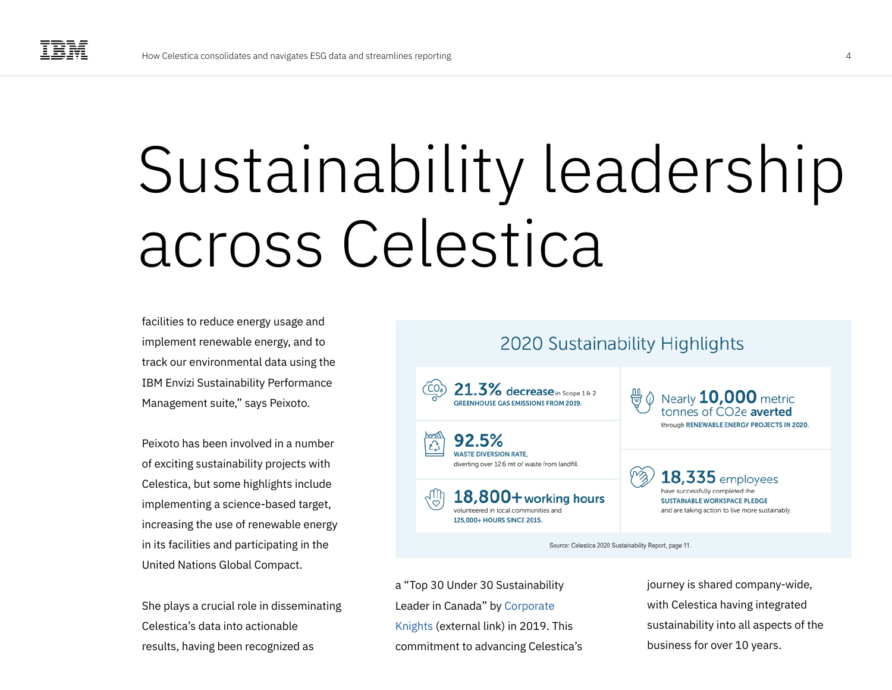# Sustainability leadership across Celestica

facilities to reduce energy usage and implement renewable energy, and to track our environmental data using the IBM Envizi Sustainability Performance Management suite," says Peixoto.

Peixoto has been involved in a number of exciting sustainability projects with Celestica, but some highlights include implementing a science-based target, increasing the use of renewable energy in its facilities and participating in the United Nations Global Compact.

She plays a crucial role in disseminating Celestica's data into actionable results, having been recognized as a "Top 30 Under 30 Sustainability Leader in Canada" by Corporate Knights (external link) in 2019. This commitment to advancing Celestica's journey is shared company-wide, with Celestica having integrated sustainability into all aspects of the business for over 10 years.

## 2020 Sustainability Highlights

**21.3% decrease** in Scope 1 & 2 GREENHOUSE GAS EMISSIONS FROM 2019.

**92.5%** WASTE DIVERSION RATE, diverting over 12.6 mt of waste from landfill.

**18,800+ working hours** volunteered in local communities and 125,000+ HOURS SINCE 2015.

Nearly **10,000** metric tonnes of $CO_2e$ **averted** through RENEWABLE ENERGY PROJECTS IN 2020.

**18,335** employees have successfully completed the SUSTAINABLE WORKSPACE PLEDGE and are taking action to live more sustainably.

Source: Celestica 2020 Sustainability Report, page 11.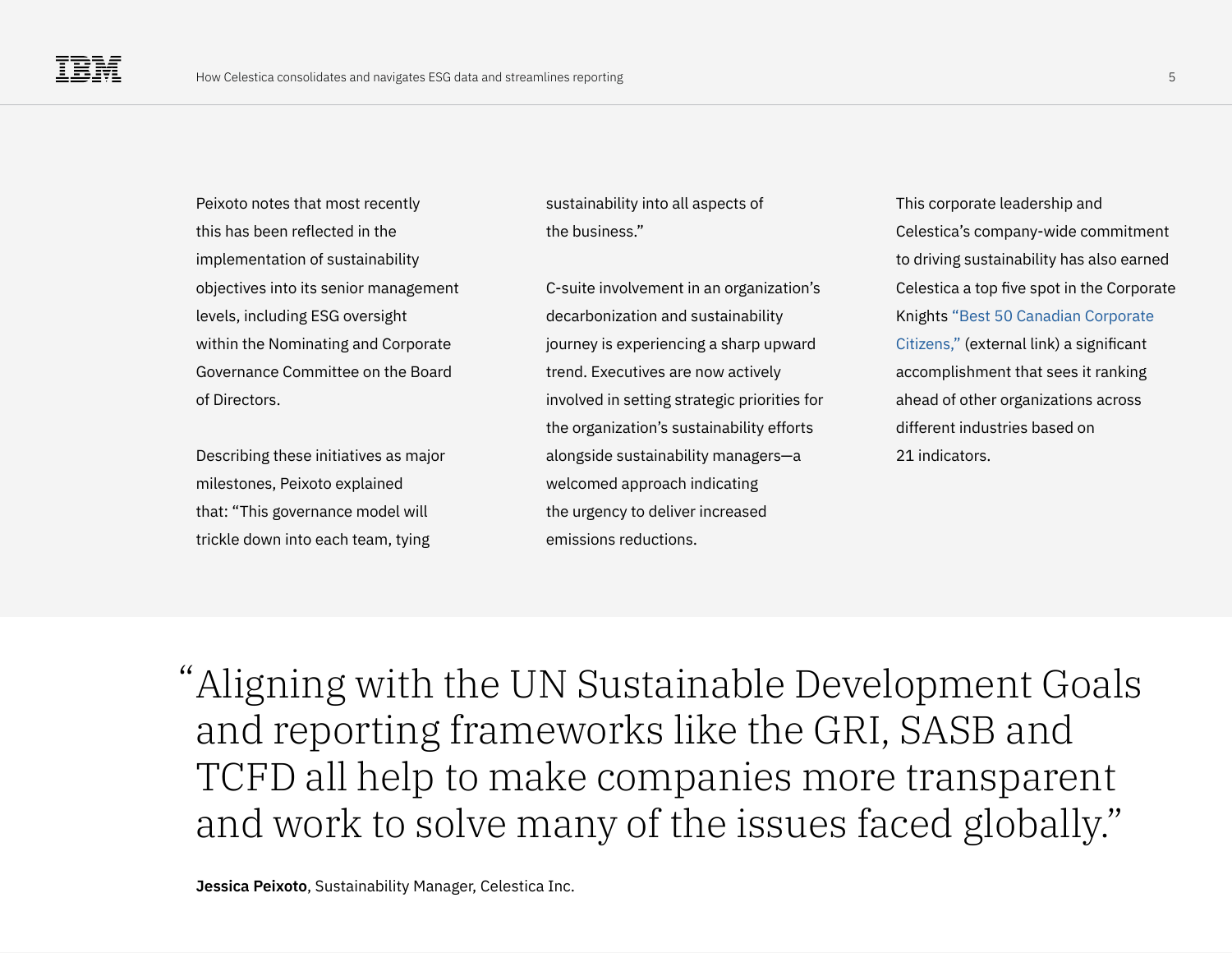Peixoto notes that most recently this has been reflected in the implementation of sustainability objectives into its senior management levels, including ESG oversight within the Nominating and Corporate Governance Committee on the Board of Directors.

Describing these initiatives as major milestones, Peixoto explained that: "This governance model will trickle down into each team, tying sustainability into all aspects of the business."

C-suite involvement in an organization's decarbonization and sustainability journey is experiencing a sharp upward trend. Executives are now actively involved in setting strategic priorities for the organization's sustainability efforts alongside sustainability managers—a welcomed approach indicating the urgency to deliver increased emissions reductions.

This corporate leadership and Celestica's company-wide commitment to driving sustainability has also earned Celestica a top five spot in the Corporate Knights "Best 50 Canadian Corporate Citizens," (external link) a significant accomplishment that sees it ranking ahead of other organizations across different industries based on 21 indicators.

> "Aligning with the UN Sustainable Development Goals and reporting frameworks like the GRI, SASB and TCFD all help to make companies more transparent and work to solve many of the issues faced globally."

**Jessica Peixoto**, Sustainability Manager, Celestica Inc.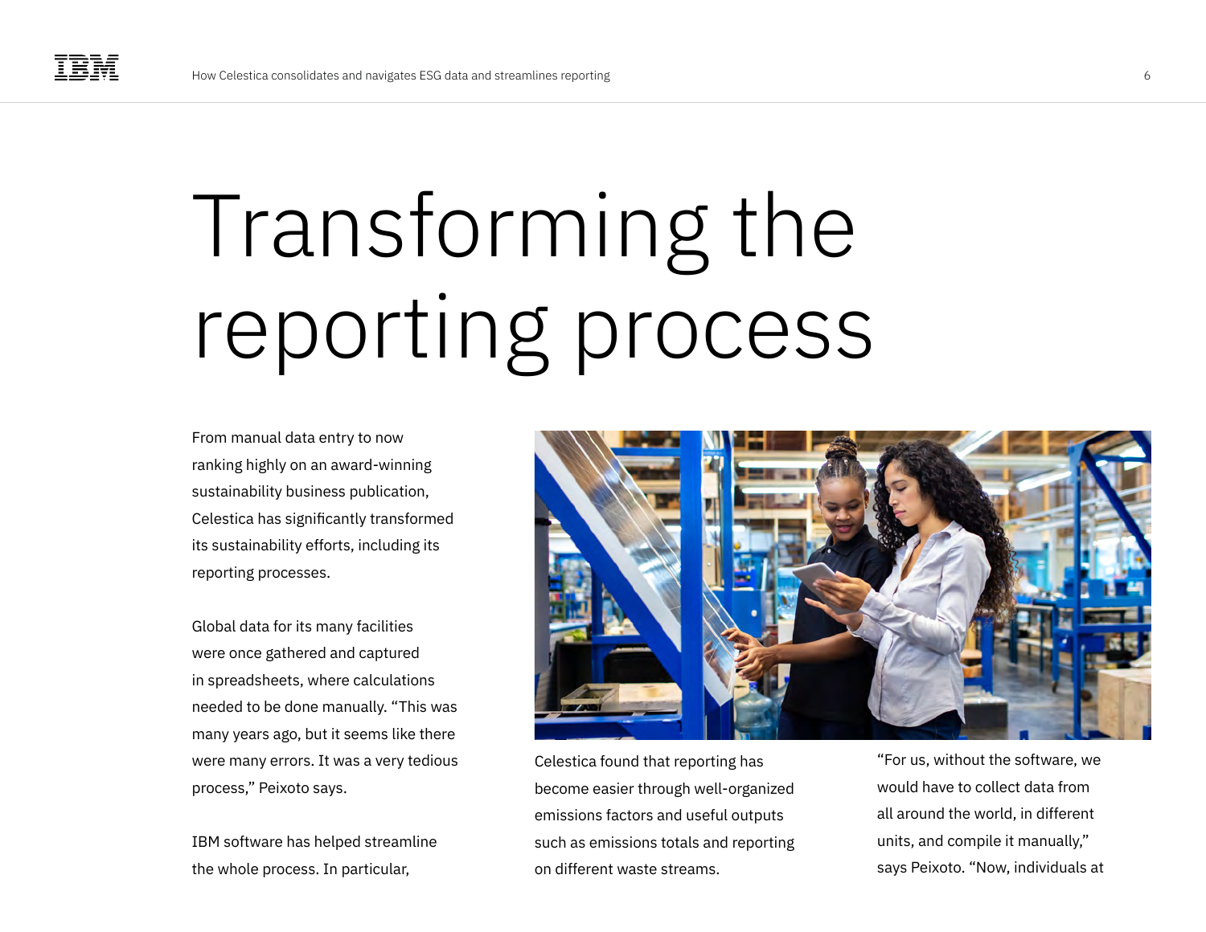# Transforming the reporting process

From manual data entry to now ranking highly on an award-winning sustainability business publication, Celestica has significantly transformed its sustainability efforts, including its reporting processes.

Global data for its many facilities were once gathered and captured in spreadsheets, where calculations needed to be done manually. "This was many years ago, but it seems like there were many errors. It was a very tedious process," Peixoto says.

IBM software has helped streamline the whole process. In particular, Celestica found that reporting has become easier through well-organized emissions factors and useful outputs such as emissions totals and reporting on different waste streams.

"For us, without the software, we would have to collect data from all around the world, in different units, and compile it manually," says Peixoto. "Now, individuals at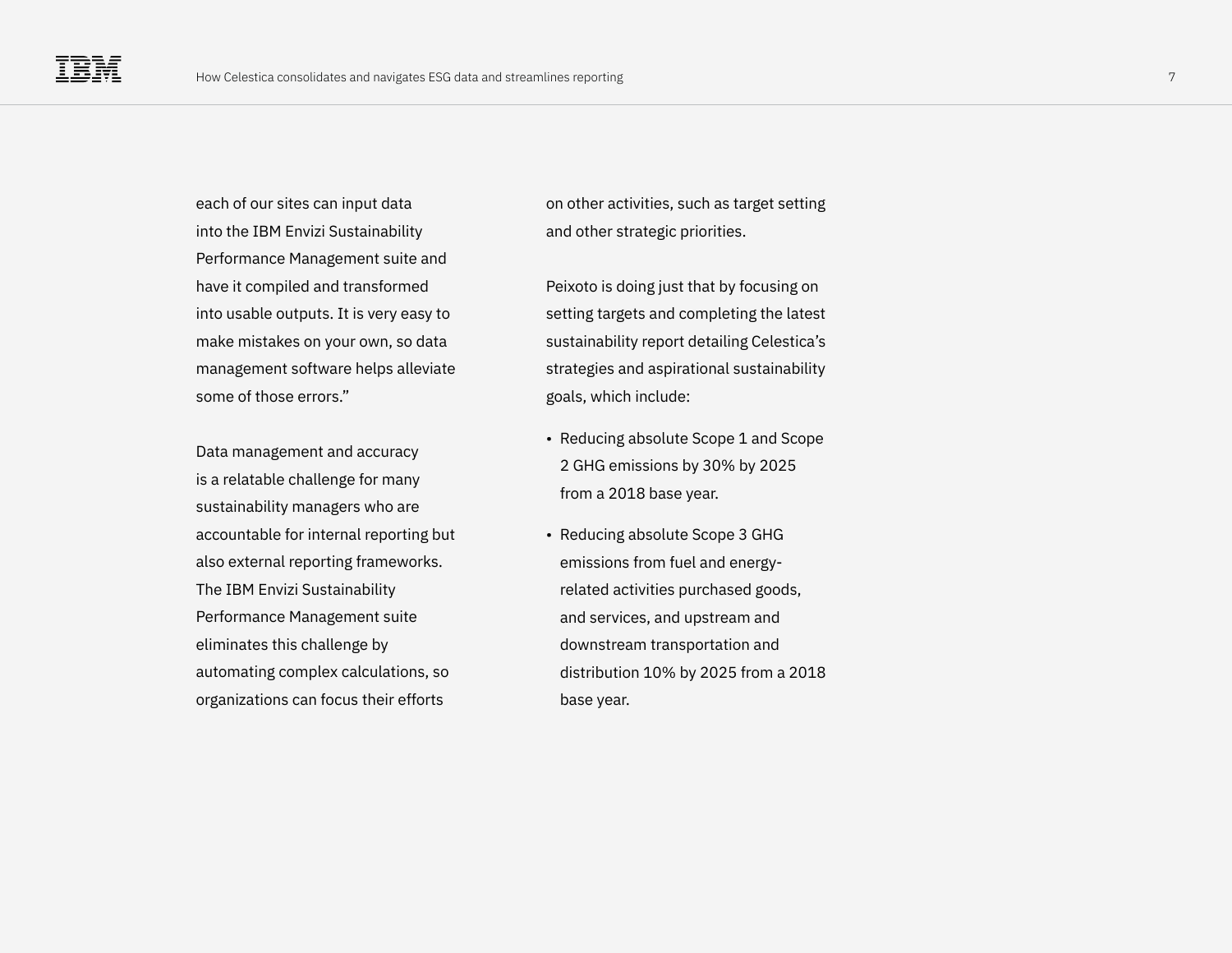each of our sites can input data into the IBM Envizi Sustainability Performance Management suite and have it compiled and transformed into usable outputs. It is very easy to make mistakes on your own, so data management software helps alleviate some of those errors."

Data management and accuracy is a relatable challenge for many sustainability managers who are accountable for internal reporting but also external reporting frameworks. The IBM Envizi Sustainability Performance Management suite eliminates this challenge by automating complex calculations, so organizations can focus their efforts on other activities, such as target setting and other strategic priorities.

Peixoto is doing just that by focusing on setting targets and completing the latest sustainability report detailing Celestica's strategies and aspirational sustainability goals, which include:

- Reducing absolute Scope 1 and Scope 2 GHG emissions by 30% by 2025 from a 2018 base year.
- Reducing absolute Scope 3 GHG emissions from fuel and energy-related activities purchased goods, and services, and upstream and downstream transportation and distribution 10% by 2025 from a 2018 base year.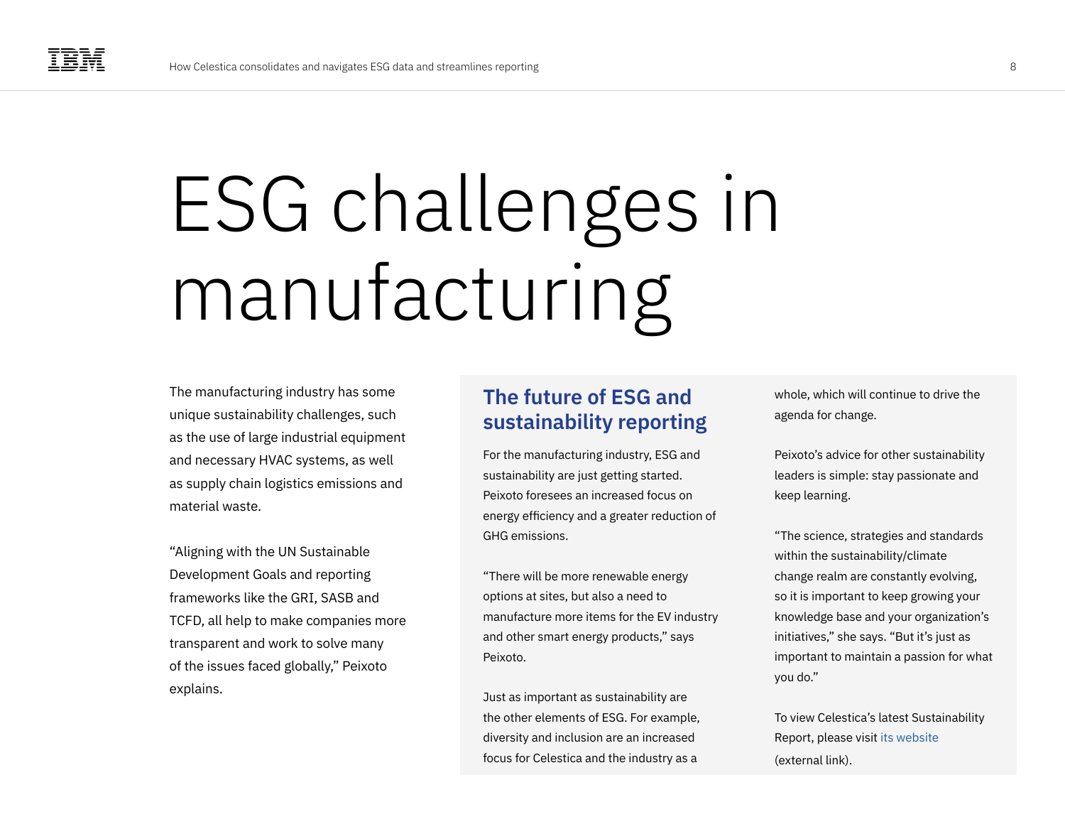# ESG challenges in manufacturing

The manufacturing industry has some unique sustainability challenges, such as the use of large industrial equipment and necessary HVAC systems, as well as supply chain logistics emissions and material waste.

"Aligning with the UN Sustainable Development Goals and reporting frameworks like the GRI, SASB and TCFD, all help to make companies more transparent and work to solve many of the issues faced globally," Peixoto explains.

## The future of ESG and sustainability reporting

For the manufacturing industry, ESG and sustainability are just getting started. Peixoto foresees an increased focus on energy efficiency and a greater reduction of GHG emissions.

"There will be more renewable energy options at sites, but also a need to manufacture more items for the EV industry and other smart energy products," says Peixoto.

Just as important as sustainability are the other elements of ESG. For example, diversity and inclusion are an increased focus for Celestica and the industry as a whole, which will continue to drive the agenda for change.

Peixoto's advice for other sustainability leaders is simple: stay passionate and keep learning.

"The science, strategies and standards within the sustainability/climate change realm are constantly evolving, so it is important to keep growing your knowledge base and your organization's initiatives," she says. "But it's just as important to maintain a passion for what you do."

To view Celestica's latest Sustainability Report, please visit its website (external link).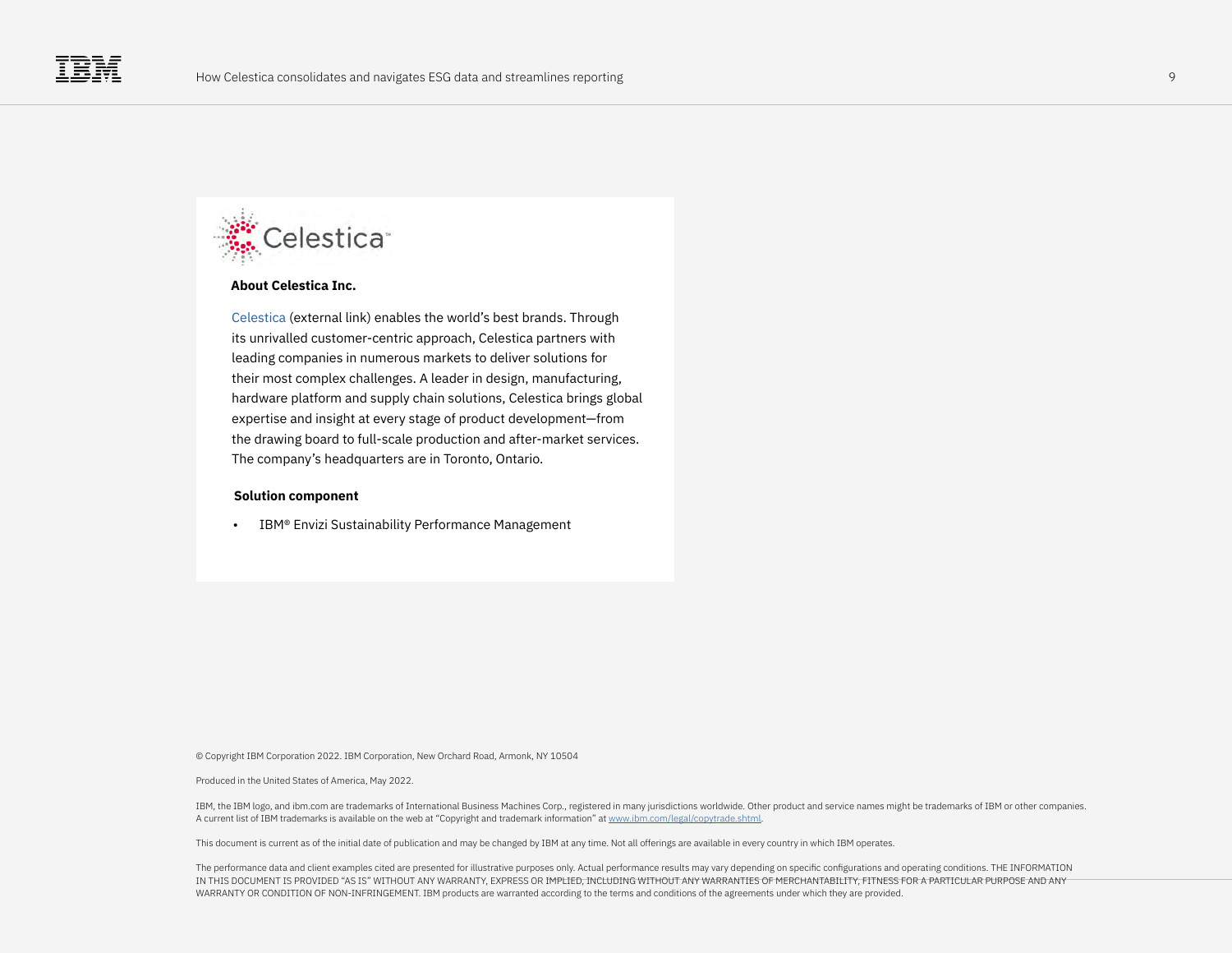Celestica

**About Celestica Inc.**

Celestica (external link) enables the world's best brands. Through its unrivalled customer-centric approach, Celestica partners with leading companies in numerous markets to deliver solutions for their most complex challenges. A leader in design, manufacturing, hardware platform and supply chain solutions, Celestica brings global expertise and insight at every stage of product development—from the drawing board to full-scale production and after-market services. The company's headquarters are in Toronto, Ontario.

**Solution component**

- IBM® Envizi Sustainability Performance Management

© Copyright IBM Corporation 2022. IBM Corporation, New Orchard Road, Armonk, NY 10504

Produced in the United States of America, May 2022.

IBM, the IBM logo, and ibm.com are trademarks of International Business Machines Corp., registered in many jurisdictions worldwide. Other product and service names might be trademarks of IBM or other companies. A current list of IBM trademarks is available on the web at "Copyright and trademark information" at www.ibm.com/legal/copytrade.shtml.

This document is current as of the initial date of publication and may be changed by IBM at any time. Not all offerings are available in every country in which IBM operates.

The performance data and client examples cited are presented for illustrative purposes only. Actual performance results may vary depending on specific configurations and operating conditions. THE INFORMATION IN THIS DOCUMENT IS PROVIDED "AS IS" WITHOUT ANY WARRANTY, EXPRESS OR IMPLIED, INCLUDING WITHOUT ANY WARRANTIES OF MERCHANTABILITY, FITNESS FOR A PARTICULAR PURPOSE AND ANY WARRANTY OR CONDITION OF NON-INFRINGEMENT. IBM products are warranted according to the terms and conditions of the agreements under which they are provided.